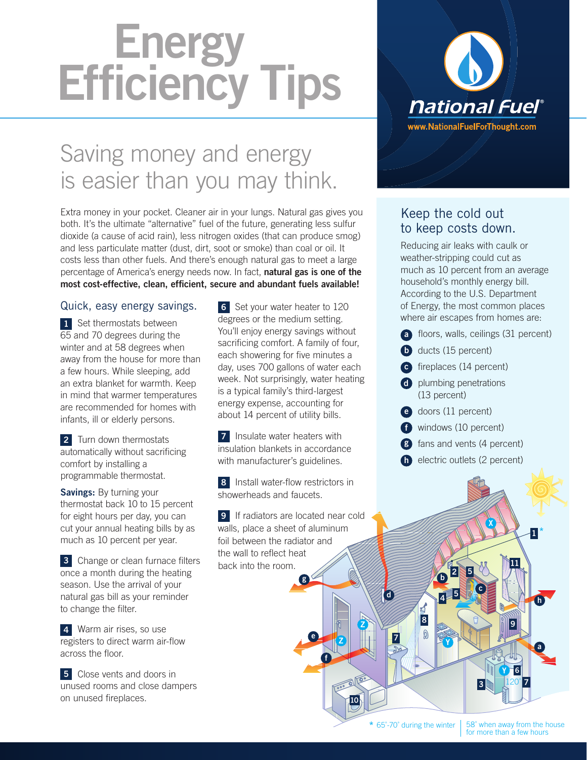# Energy Efficiency Tips

National Fuel®
www.NationalFuelForThought.com

## Saving money and energy is easier than you may think.

Extra money in your pocket. Cleaner air in your lungs. Natural gas gives you both. It's the ultimate "alternative" fuel of the future, generating less sulfur dioxide (a cause of acid rain), less nitrogen oxides (that can produce smog) and less particulate matter (dust, dirt, soot or smoke) than coal or oil. It costs less than other fuels. And there's enough natural gas to meet a large percentage of America's energy needs now. In fact, **natural gas is one of the most cost-effective, clean, efficient, secure and abundant fuels available!**

### Quick, easy energy savings.

**1** Set thermostats between 65 and 70 degrees during the winter and at 58 degrees when away from the house for more than a few hours. While sleeping, add an extra blanket for warmth. Keep in mind that warmer temperatures are recommended for homes with infants, ill or elderly persons.

**2** Turn down thermostats automatically without sacrificing comfort by installing a programmable thermostat.

**Savings:** By turning your thermostat back 10 to 15 percent for eight hours per day, you can cut your annual heating bills by as much as 10 percent per year.

**3** Change or clean furnace filters once a month during the heating season. Use the arrival of your natural gas bill as your reminder to change the filter.

**4** Warm air rises, so use registers to direct warm air-flow across the floor.

**5** Close vents and doors in unused rooms and close dampers on unused fireplaces.

**6** Set your water heater to 120 degrees or the medium setting. You'll enjoy energy savings without sacrificing comfort. A family of four, each showering for five minutes a day, uses 700 gallons of water each week. Not surprisingly, water heating is a typical family's third-largest energy expense, accounting for about 14 percent of utility bills.

**7** Insulate water heaters with insulation blankets in accordance with manufacturer's guidelines.

**8** Install water-flow restrictors in showerheads and faucets.

**9** If radiators are located near cold walls, place a sheet of aluminum foil between the radiator and the wall to reflect heat back into the room.

### Keep the cold out to keep costs down.

Reducing air leaks with caulk or weather-stripping could cut as much as 10 percent from an average household's monthly energy bill. According to the U.S. Department of Energy, the most common places where air escapes from homes are:

- **a** floors, walls, ceilings (31 percent)
- **b** ducts (15 percent)
- **c** fireplaces (14 percent)
- **d** plumbing penetrations (13 percent)
- **e** doors (11 percent)
- **f** windows (10 percent)
- **g** fans and vents (4 percent)
- **h** electric outlets (2 percent)

\* 65°-70° during the winter | 58° when away from the house for more than a few hours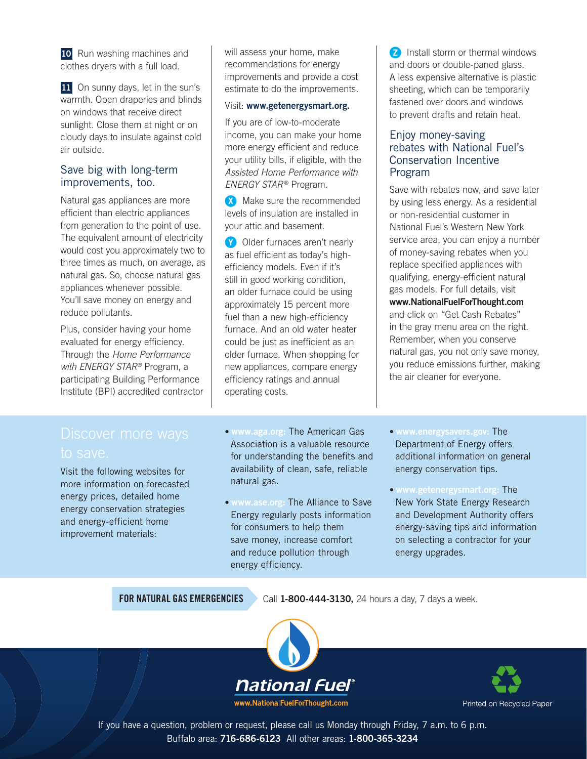**10** Run washing machines and clothes dryers with a full load.

**11** On sunny days, let in the sun's warmth. Open draperies and blinds on windows that receive direct sunlight. Close them at night or on cloudy days to insulate against cold air outside.

## Save big with long-term improvements, too.

Natural gas appliances are more efficient than electric appliances from generation to the point of use. The equivalent amount of electricity would cost you approximately two to three times as much, on average, as natural gas. So, choose natural gas appliances whenever possible. You'll save money on energy and reduce pollutants.

Plus, consider having your home evaluated for energy efficiency. Through the *Home Performance with ENERGY STAR®* Program, a participating Building Performance Institute (BPI) accredited contractor will assess your home, make recommendations for energy improvements and provide a cost estimate to do the improvements.

Visit: **www.getenergysmart.org.**

If you are of low-to-moderate income, you can make your home more energy efficient and reduce your utility bills, if eligible, with the *Assisted Home Performance with ENERGY STAR®* Program.

**X** Make sure the recommended levels of insulation are installed in your attic and basement.

**Y** Older furnaces aren't nearly as fuel efficient as today's high-efficiency models. Even if it's still in good working condition, an older furnace could be using approximately 15 percent more fuel than a new high-efficiency furnace. And an old water heater could be just as inefficient as an older furnace. When shopping for new appliances, compare energy efficiency ratings and annual operating costs.

**Z** Install storm or thermal windows and doors or double-paned glass. A less expensive alternative is plastic sheeting, which can be temporarily fastened over doors and windows to prevent drafts and retain heat.

## Enjoy money-saving rebates with National Fuel's Conservation Incentive Program

Save with rebates now, and save later by using less energy. As a residential or non-residential customer in National Fuel's Western New York service area, you can enjoy a number of money-saving rebates when you replace specified appliances with qualifying, energy-efficient natural gas models. For full details, visit **www.NationalFuelForThought.com** and click on "Get Cash Rebates" in the gray menu area on the right. Remember, when you conserve natural gas, you not only save money, you reduce emissions further, making the air cleaner for everyone.

## Discover more ways to save.

Visit the following websites for more information on forecasted energy prices, detailed home energy conservation strategies and energy-efficient home improvement materials:

- **www.aga.org:** The American Gas Association is a valuable resource for understanding the benefits and availability of clean, safe, reliable natural gas.
- **www.ase.org:** The Alliance to Save Energy regularly posts information for consumers to help them save money, increase comfort and reduce pollution through energy efficiency.
- **www.energysavers.gov:** The Department of Energy offers additional information on general energy conservation tips.
- **www.getenergysmart.org:** The New York State Energy Research and Development Authority offers energy-saving tips and information on selecting a contractor for your energy upgrades.

**FOR NATURAL GAS EMERGENCIES** Call **1-800-444-3130,** 24 hours a day, 7 days a week.

National Fuel®

www.NationalFuelForThought.com

Printed on Recycled Paper

If you have a question, problem or request, please call us Monday through Friday, 7 a.m. to 6 p.m.
Buffalo area: **716-686-6123** All other areas: **1-800-365-3234**